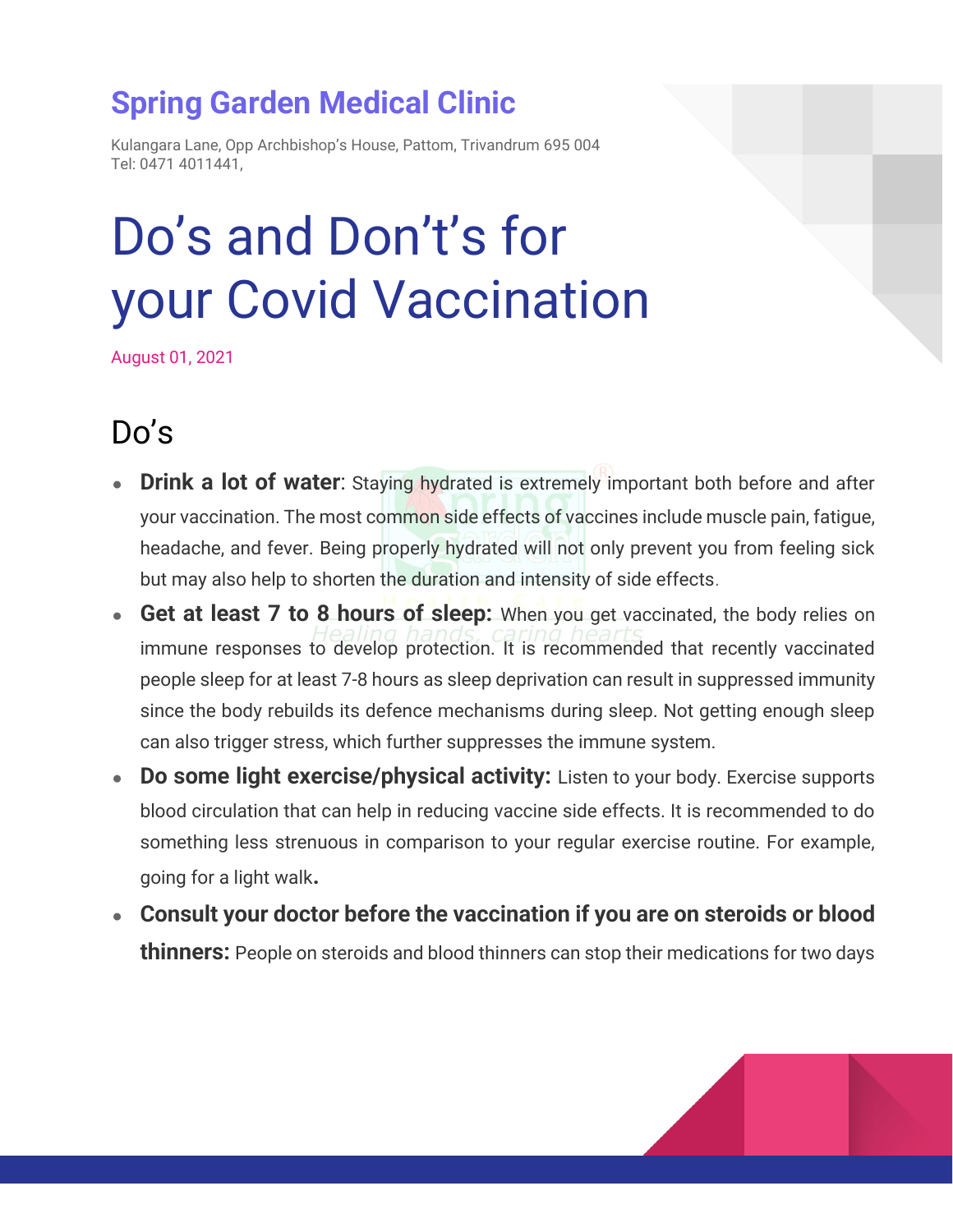## Spring Garden Medical Clinic

Kulangara Lane, Opp Archbishop's House, Pattom, Trivandrum 695 004
Tel: 0471 4011441,

# Do's and Don't's for your Covid Vaccination

August 01, 2021

## Do's

- **Drink a lot of water**: Staying hydrated is extremely important both before and after your vaccination. The most common side effects of vaccines include muscle pain, fatigue, headache, and fever. Being properly hydrated will not only prevent you from feeling sick but may also help to shorten the duration and intensity of side effects.
- **Get at least 7 to 8 hours of sleep:** When you get vaccinated, the body relies on immune responses to develop protection. It is recommended that recently vaccinated people sleep for at least 7-8 hours as sleep deprivation can result in suppressed immunity since the body rebuilds its defence mechanisms during sleep. Not getting enough sleep can also trigger stress, which further suppresses the immune system.
- **Do some light exercise/physical activity:** Listen to your body. Exercise supports blood circulation that can help in reducing vaccine side effects. It is recommended to do something less strenuous in comparison to your regular exercise routine. For example, going for a light walk**.**
- **Consult your doctor before the vaccination if you are on steroids or blood thinners:** People on steroids and blood thinners can stop their medications for two days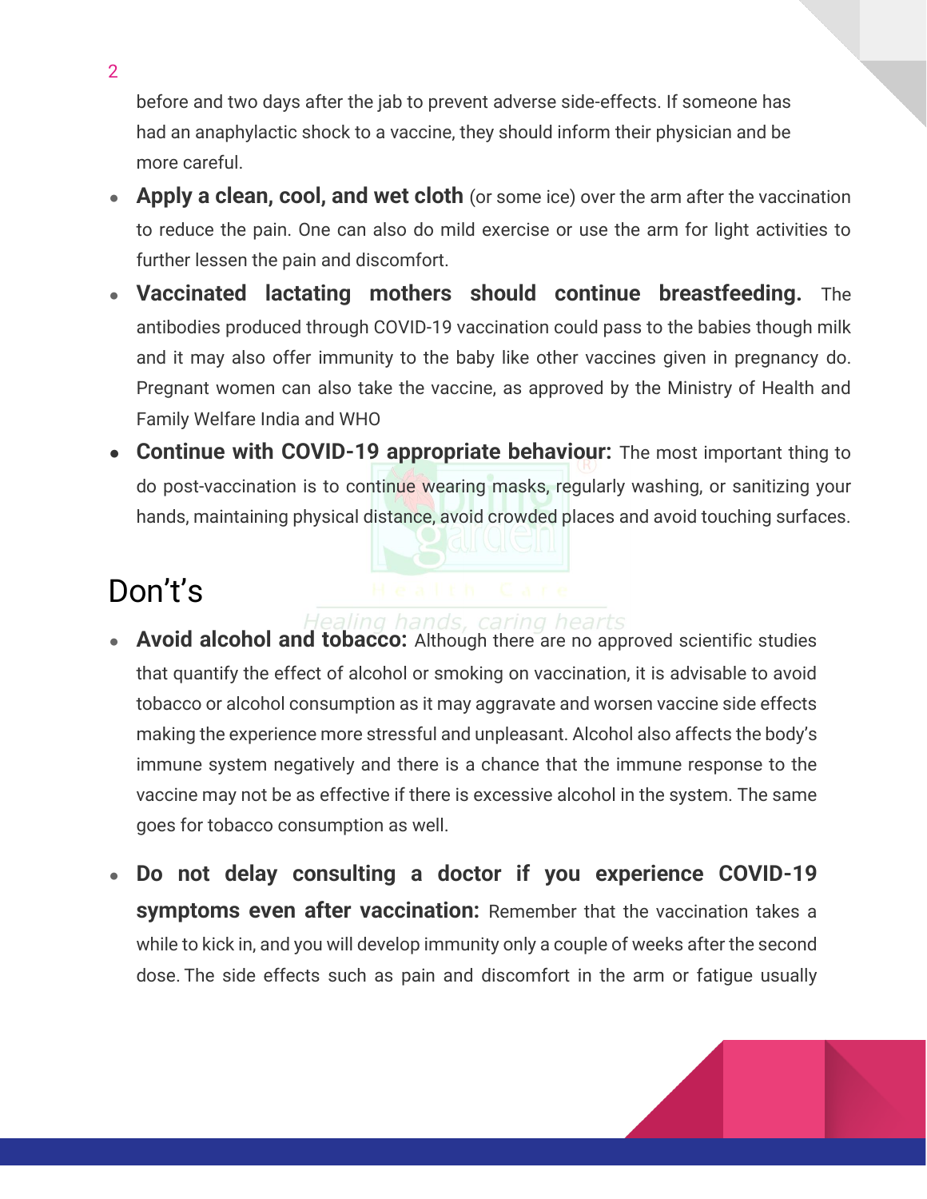before and two days after the jab to prevent adverse side-effects. If someone has had an anaphylactic shock to a vaccine, they should inform their physician and be more careful.

- **Apply a clean, cool, and wet cloth** (or some ice) over the arm after the vaccination to reduce the pain. One can also do mild exercise or use the arm for light activities to further lessen the pain and discomfort.
- **Vaccinated lactating mothers should continue breastfeeding.** The antibodies produced through COVID-19 vaccination could pass to the babies though milk and it may also offer immunity to the baby like other vaccines given in pregnancy do. Pregnant women can also take the vaccine, as approved by the Ministry of Health and Family Welfare India and WHO
- **Continue with COVID-19 appropriate behaviour:** The most important thing to do post-vaccination is to continue wearing masks, regularly washing, or sanitizing your hands, maintaining physical distance, avoid crowded places and avoid touching surfaces.

# Don't's

- **Avoid alcohol and tobacco:** Although there are no approved scientific studies that quantify the effect of alcohol or smoking on vaccination, it is advisable to avoid tobacco or alcohol consumption as it may aggravate and worsen vaccine side effects making the experience more stressful and unpleasant. Alcohol also affects the body's immune system negatively and there is a chance that the immune response to the vaccine may not be as effective if there is excessive alcohol in the system. The same goes for tobacco consumption as well.

- **Do not delay consulting a doctor if you experience COVID-19 symptoms even after vaccination:** Remember that the vaccination takes a while to kick in, and you will develop immunity only a couple of weeks after the second dose. The side effects such as pain and discomfort in the arm or fatigue usually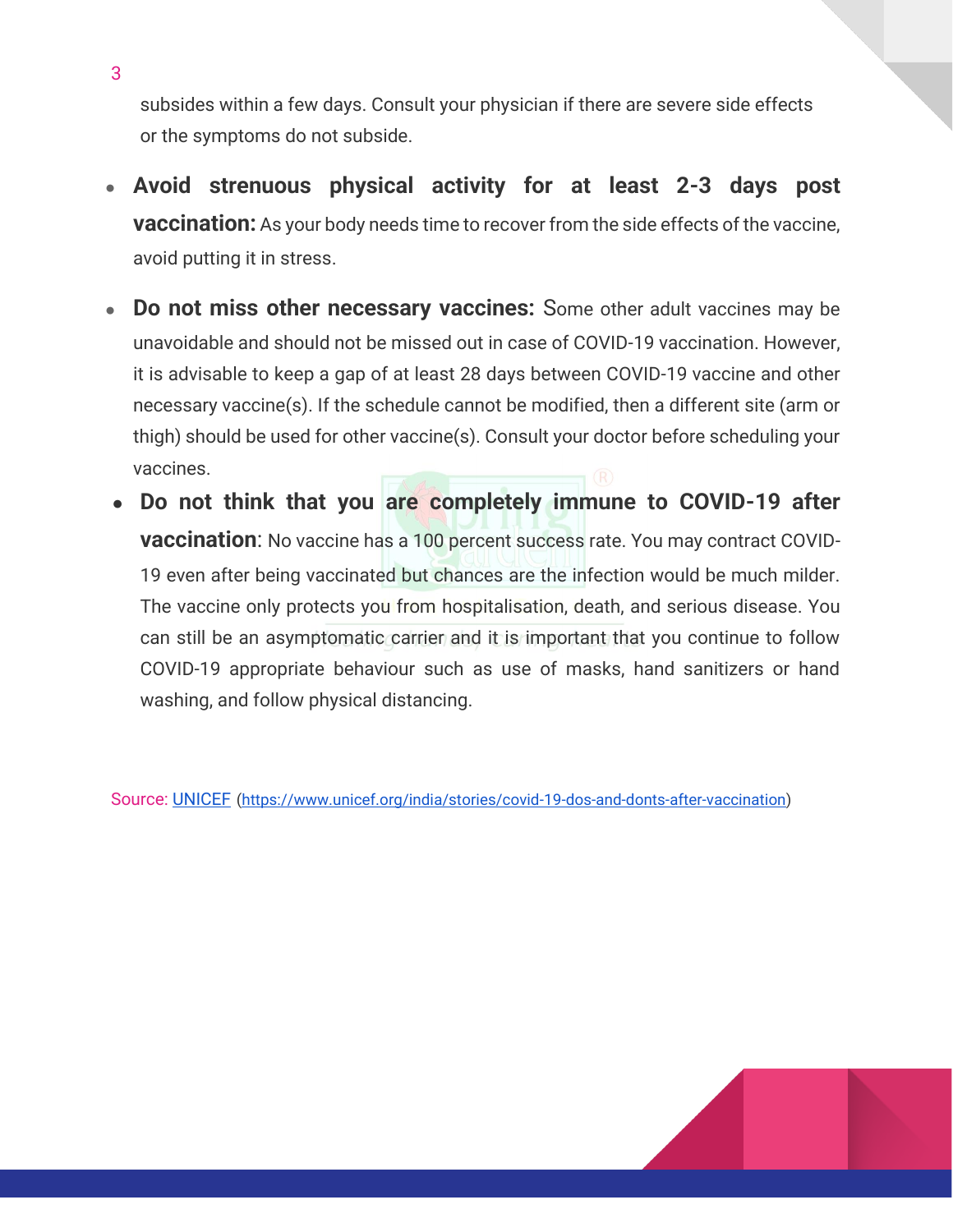subsides within a few days. Consult your physician if there are severe side effects or the symptoms do not subside.

- **Avoid strenuous physical activity for at least 2-3 days post vaccination:** As your body needs time to recover from the side effects of the vaccine, avoid putting it in stress.
- **Do not miss other necessary vaccines:** Some other adult vaccines may be unavoidable and should not be missed out in case of COVID-19 vaccination. However, it is advisable to keep a gap of at least 28 days between COVID-19 vaccine and other necessary vaccine(s). If the schedule cannot be modified, then a different site (arm or thigh) should be used for other vaccine(s). Consult your doctor before scheduling your vaccines.
- **Do not think that you are completely immune to COVID-19 after vaccination**: No vaccine has a 100 percent success rate. You may contract COVID-19 even after being vaccinated but chances are the infection would be much milder. The vaccine only protects you from hospitalisation, death, and serious disease. You can still be an asymptomatic carrier and it is important that you continue to follow COVID-19 appropriate behaviour such as use of masks, hand sanitizers or hand washing, and follow physical distancing.

Source: [UNICEF](https://www.unicef.org/india/stories/covid-19-dos-and-donts-after-vaccination) (https://www.unicef.org/india/stories/covid-19-dos-and-donts-after-vaccination)